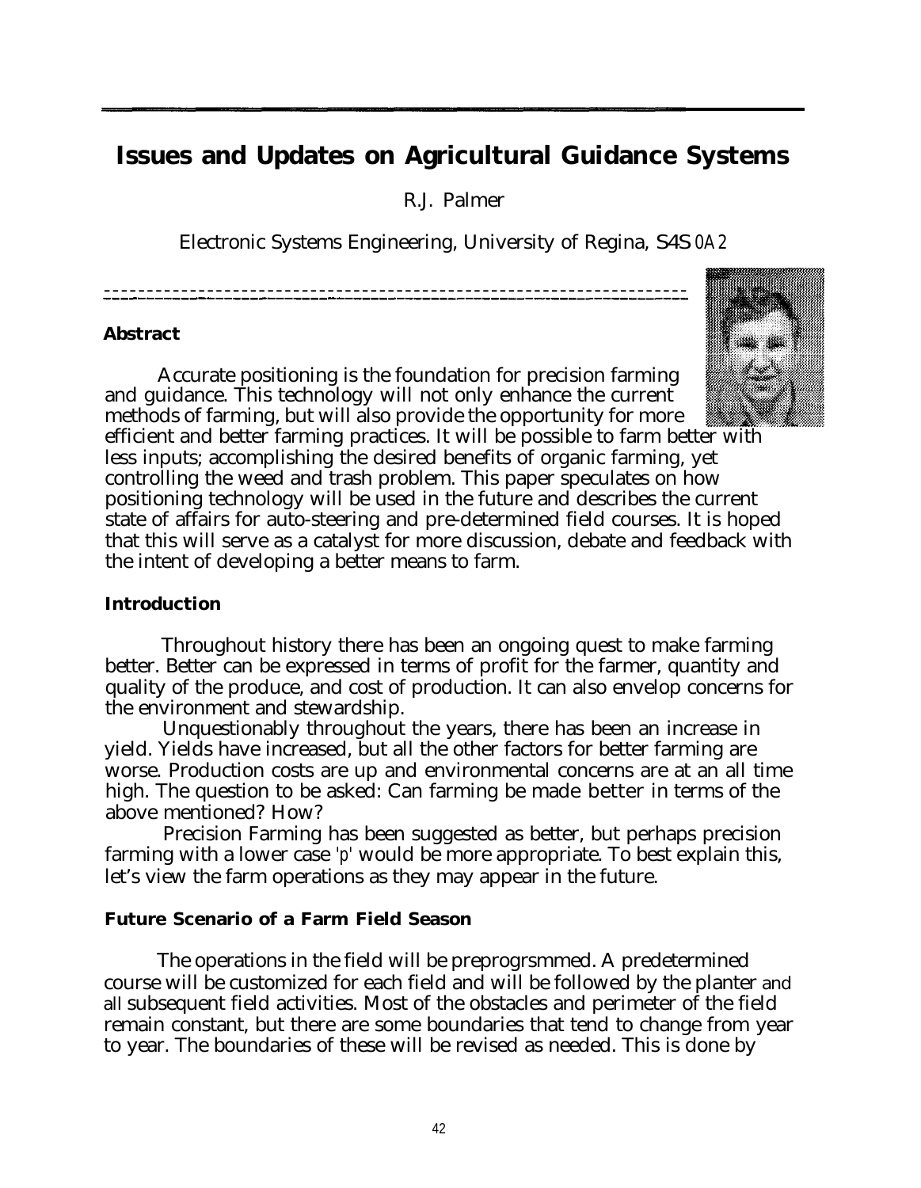# Issues and Updates on Agricultural Guidance Systems

R.J. Palmer

Electronic Systems Engineering, University of Regina, S4S 0A2

### Abstract

Accurate positioning is the foundation for precision farming and guidance. This technology will not only enhance the current methods of farming, but will also provide the opportunity for more efficient and better farming practices. It will be possible to farm better with less inputs; accomplishing the desired benefits of organic farming, yet controlling the weed and trash problem. This paper speculates on how positioning technology will be used in the future and describes the current state of affairs for auto-steering and pre-determined field courses. It is hoped that this will serve as a catalyst for more discussion, debate and feedback with the intent of developing a better means to farm.

### Introduction

Throughout history there has been an ongoing quest to make farming better. Better can be expressed in terms of profit for the farmer, quantity and quality of the produce, and cost of production. It can also envelop concerns for the environment and stewardship.

Unquestionably throughout the years, there has been an increase in yield. Yields have increased, but all the other factors for better farming are worse. Production costs are up and environmental concerns are at an all time high. The question to be asked: Can farming be made better in terms of the above mentioned? How?

Precision Farming has been suggested as better, but perhaps precision farming with a lower case 'p' would be more appropriate. To best explain this, let's view the farm operations as they may appear in the future.

### Future Scenario of a Farm Field Season

The operations in the field will be preprogrsmmed. A predetermined course will be customized for each field and will be followed by the planter and all subsequent field activities. Most of the obstacles and perimeter of the field remain constant, but there are some boundaries that tend to change from year to year. The boundaries of these will be revised as needed. This is done by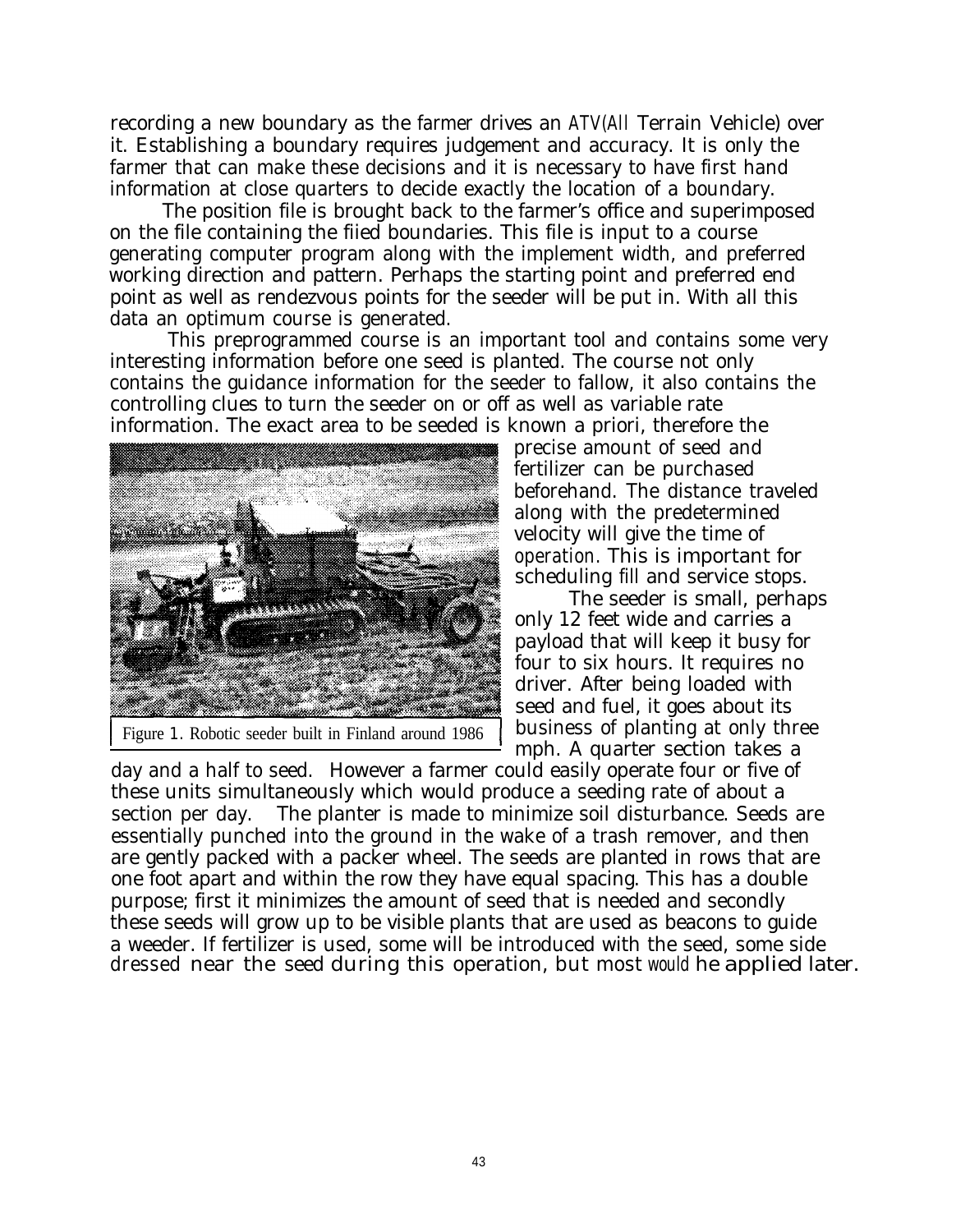recording a new boundary as the farmer drives an ATV(All Terrain Vehicle) over it. Establishing a boundary requires judgement and accuracy. It is only the farmer that can make these decisions and it is necessary to have first hand information at close quarters to decide exactly the location of a boundary.

The position file is brought back to the farmer's office and superimposed on the file containing the fiied boundaries. This file is input to a course generating computer program along with the implement width, and preferred working direction and pattern. Perhaps the starting point and preferred end point as well as rendezvous points for the seeder will be put in. With all this data an optimum course is generated.

This preprogrammed course is an important tool and contains some very interesting information before one seed is planted. The course not only contains the guidance information for the seeder to fallow, it also contains the controlling clues to turn the seeder on or off as well as variable rate information. The exact area to be seeded is known a priori, therefore the precise amount of seed and fertilizer can be purchased beforehand. The distance traveled along with the predetermined velocity will give the time of operation. This is important for scheduling fill and service stops.

Figure 1. Robotic seeder built in Finland around 1986

The seeder is small, perhaps only 12 feet wide and carries a payload that will keep it busy for four to six hours. It requires no driver. After being loaded with seed and fuel, it goes about its business of planting at only three mph. A quarter section takes a day and a half to seed. However a farmer could easily operate four or five of these units simultaneously which would produce a seeding rate of about a section per day. The planter is made to minimize soil disturbance. Seeds are essentially punched into the ground in the wake of a trash remover, and then are gently packed with a packer wheel. The seeds are planted in rows that are one foot apart and within the row they have equal spacing. This has a double purpose; first it minimizes the amount of seed that is needed and secondly these seeds will grow up to be visible plants that are used as beacons to guide a weeder. If fertilizer is used, some will be introduced with the seed, some side dressed near the seed during this operation, but most would he applied later.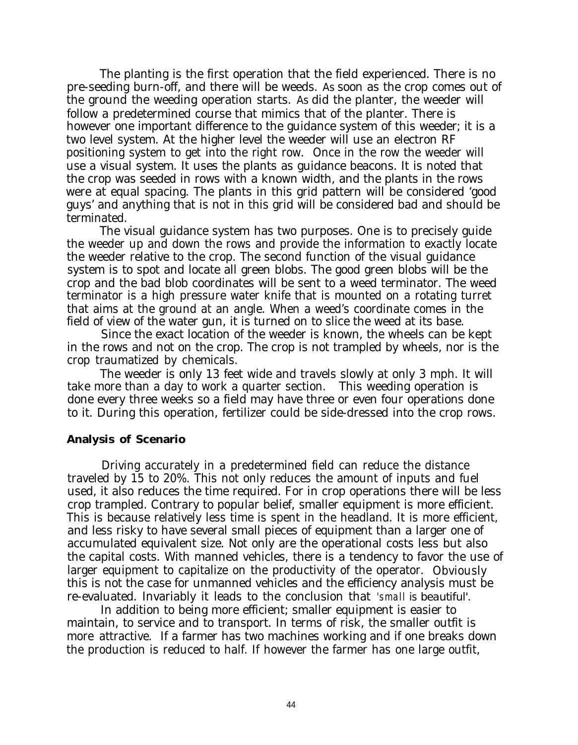The planting is the first operation that the field experienced. There is no pre-seeding burn-off, and there will be weeds. As soon as the crop comes out of the ground the weeding operation starts. As did the planter, the weeder will follow a predetermined course that mimics that of the planter. There is however one important difference to the guidance system of this weeder; it is a two level system. At the higher level the weeder will use an electron RF positioning system to get into the right row. Once in the row the weeder will use a visual system. It uses the plants as guidance beacons. It is noted that the crop was seeded in rows with a known width, and the plants in the rows were at equal spacing. The plants in this grid pattern will be considered 'good guys' and anything that is not in this grid will be considered bad and should be terminated.

The visual guidance system has two purposes. One is to precisely guide the weeder up and down the rows and provide the information to exactly locate the weeder relative to the crop. The second function of the visual guidance system is to spot and locate all green blobs. The good green blobs will be the crop and the bad blob coordinates will be sent to a weed terminator. The weed terminator is a high pressure water knife that is mounted on a rotating turret that aims at the ground at an angle. When a weed's coordinate comes in the field of view of the water gun, it is turned on to slice the weed at its base.

Since the exact location of the weeder is known, the wheels can be kept in the rows and not on the crop. The crop is not trampled by wheels, nor is the crop traumatized by chemicals.

The weeder is only 13 feet wide and travels slowly at only 3 mph. It will take more than a day to work a quarter section. This weeding operation is done every three weeks so a field may have three or even four operations done to it. During this operation, fertilizer could be side-dressed into the crop rows.

**Analysis of Scenario**

Driving accurately in a predetermined field can reduce the distance traveled by 15 to 20%. This not only reduces the amount of inputs and fuel used, it also reduces the time required. For in crop operations there will be less crop trampled. Contrary to popular belief, smaller equipment is more efficient. This is because relatively less time is spent in the headland. It is more efficient, and less risky to have several small pieces of equipment than a larger one of accumulated equivalent size. Not only are the operational costs less but also the capital costs. With manned vehicles, there is a tendency to favor the use of larger equipment to capitalize on the productivity of the operator. Obviously this is not the case for unmanned vehicles and the efficiency analysis must be re-evaluated. Invariably it leads to the conclusion that 'small is beautiful'.

In addition to being more efficient; smaller equipment is easier to maintain, to service and to transport. In terms of risk, the smaller outfit is more attractive. If a farmer has two machines working and if one breaks down the production is reduced to half. If however the farmer has one large outfit,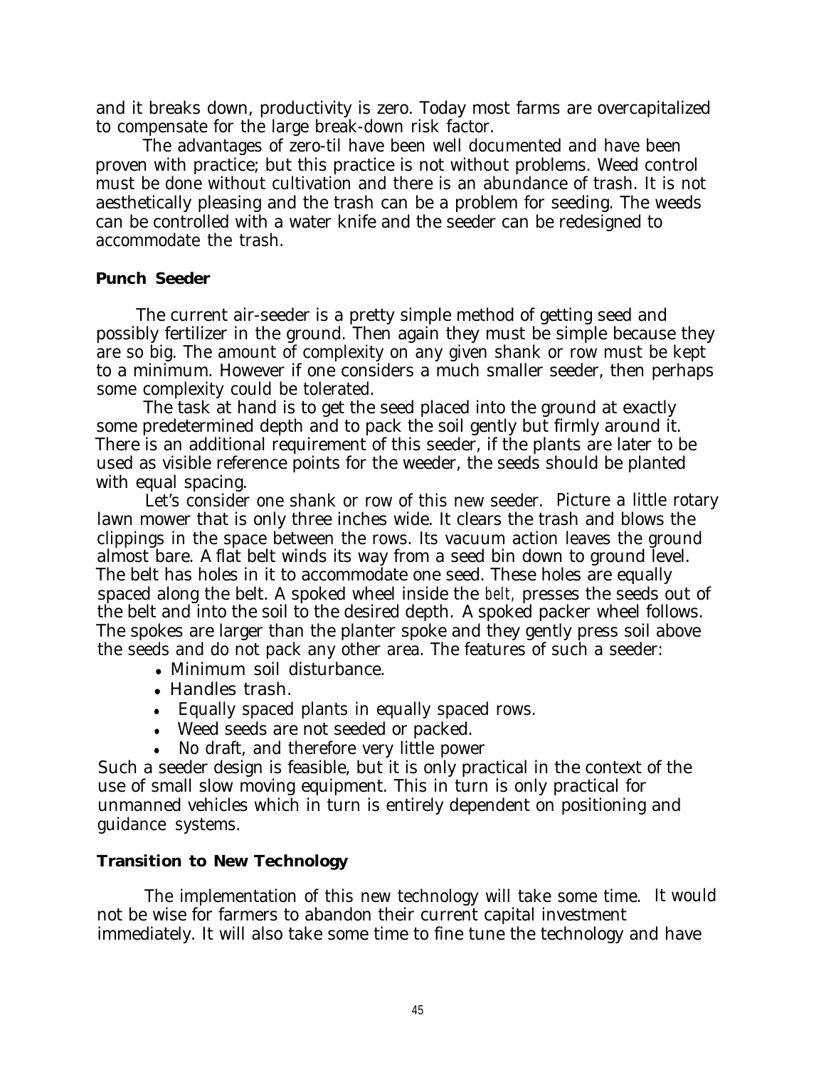and it breaks down, productivity is zero. Today most farms are overcapitalized to compensate for the large break-down risk factor.

The advantages of zero-til have been well documented and have been proven with practice; but this practice is not without problems. Weed control must be done without cultivation and there is an abundance of trash. It is not aesthetically pleasing and the trash can be a problem for seeding. The weeds can be controlled with a water knife and the seeder can be redesigned to accommodate the trash.

**Punch Seeder**

The current air-seeder is a pretty simple method of getting seed and possibly fertilizer in the ground. Then again they must be simple because they are so big. The amount of complexity on any given shank or row must be kept to a minimum. However if one considers a much smaller seeder, then perhaps some complexity could be tolerated.

The task at hand is to get the seed placed into the ground at exactly some predetermined depth and to pack the soil gently but firmly around it. There is an additional requirement of this seeder, if the plants are later to be used as visible reference points for the weeder, the seeds should be planted with equal spacing.

Let's consider one shank or row of this new seeder. Picture a little rotary lawn mower that is only three inches wide. It clears the trash and blows the clippings in the space between the rows. Its vacuum action leaves the ground almost bare. A flat belt winds its way from a seed bin down to ground level. The belt has holes in it to accommodate one seed. These holes are equally spaced along the belt. A spoked wheel inside the belt, presses the seeds out of the belt and into the soil to the desired depth. A spoked packer wheel follows. The spokes are larger than the planter spoke and they gently press soil above the seeds and do not pack any other area. The features of such a seeder:

- Minimum soil disturbance.
- Handles trash.
- Equally spaced plants in equally spaced rows.
- Weed seeds are not seeded or packed.
- No draft, and therefore very little power

Such a seeder design is feasible, but it is only practical in the context of the use of small slow moving equipment. This in turn is only practical for unmanned vehicles which in turn is entirely dependent on positioning and guidance systems.

**Transition to New Technology**

The implementation of this new technology will take some time. It would not be wise for farmers to abandon their current capital investment immediately. It will also take some time to fine tune the technology and have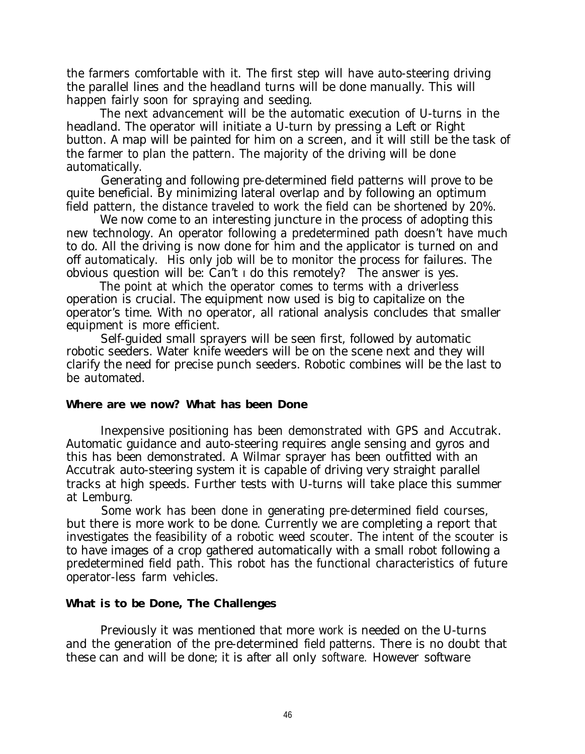the farmers comfortable with it. The first step will have auto-steering driving the parallel lines and the headland turns will be done manually. This will happen fairly soon for spraying and seeding.

The next advancement will be the automatic execution of U-turns in the headland. The operator will initiate a U-turn by pressing a Left or Right button. A map will be painted for him on a screen, and it will still be the task of the farmer to plan the pattern. The majority of the driving will be done automatically.

Generating and following pre-determined field patterns will prove to be quite beneficial. By minimizing lateral overlap and by following an optimum field pattern, the distance traveled to work the field can be shortened by 20%.

We now come to an interesting juncture in the process of adopting this new technology. An operator following a predetermined path doesn't have much to do. All the driving is now done for him and the applicator is turned on and off automaticaly. His only job will be to monitor the process for failures. The obvious question will be: Can't I do this remotely? The answer is yes.

The point at which the operator comes to terms with a driverless operation is crucial. The equipment now used is big to capitalize on the operator's time. With no operator, all rational analysis concludes that smaller equipment is more efficient.

Self-guided small sprayers will be seen first, followed by automatic robotic seeders. Water knife weeders will be on the scene next and they will clarify the need for precise punch seeders. Robotic combines will be the last to be automated.

**Where are we now? What has been Done**

Inexpensive positioning has been demonstrated with GPS and Accutrak. Automatic guidance and auto-steering requires angle sensing and gyros and this has been demonstrated. A Wilmar sprayer has been outfitted with an Accutrak auto-steering system it is capable of driving very straight parallel tracks at high speeds. Further tests with U-turns will take place this summer at Lemburg.

Some work has been done in generating pre-determined field courses, but there is more work to be done. Currently we are completing a report that investigates the feasibility of a robotic weed scouter. The intent of the scouter is to have images of a crop gathered automatically with a small robot following a predetermined field path. This robot has the functional characteristics of future operator-less farm vehicles.

**What is to be Done, The Challenges**

Previously it was mentioned that more work is needed on the U-turns and the generation of the pre-determined field patterns. There is no doubt that these can and will be done; it is after all only software. However software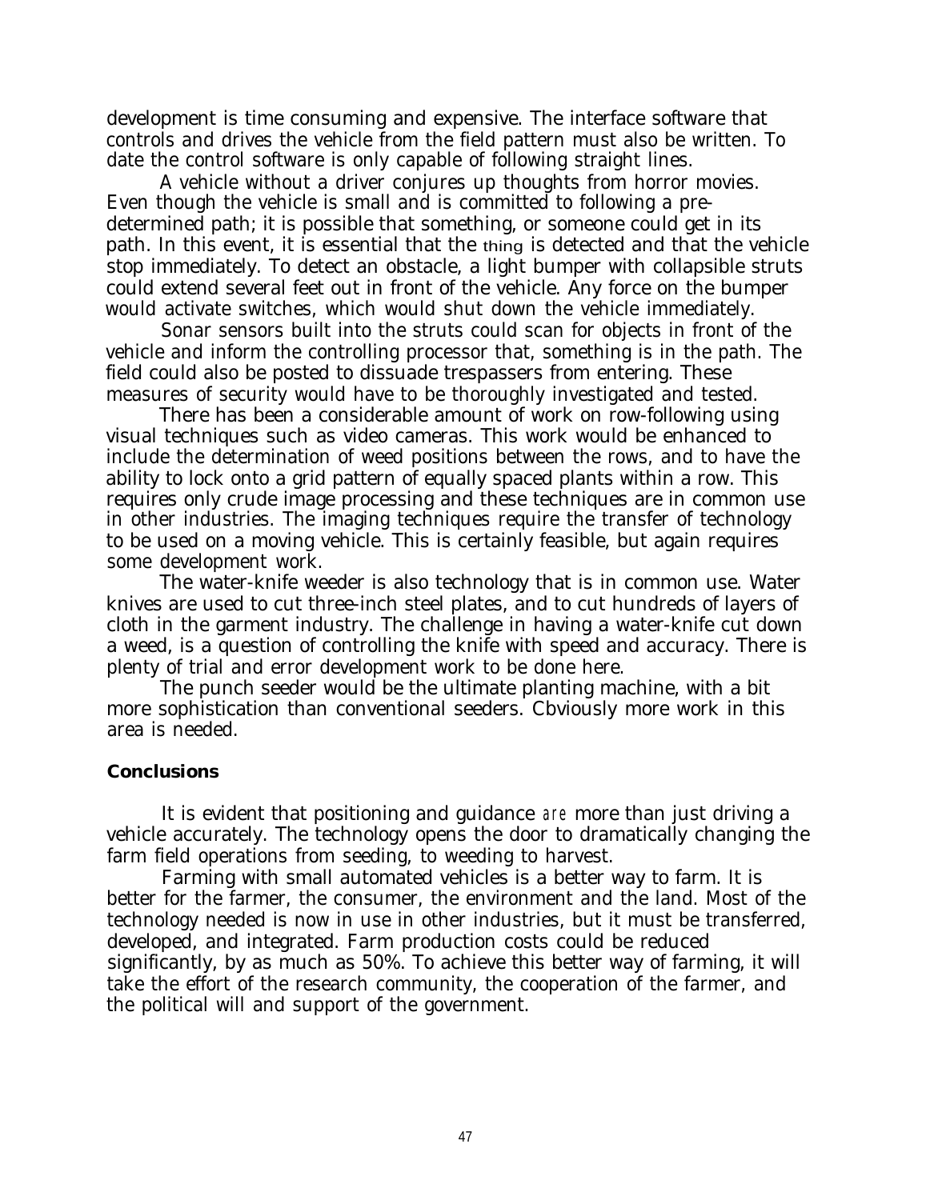development is time consuming and expensive. The interface software that controls and drives the vehicle from the field pattern must also be written. To date the control software is only capable of following straight lines.

A vehicle without a driver conjures up thoughts from horror movies. Even though the vehicle is small and is committed to following a predetermined path; it is possible that something, or someone could get in its path. In this event, it is essential that the thing is detected and that the vehicle stop immediately. To detect an obstacle, a light bumper with collapsible struts could extend several feet out in front of the vehicle. Any force on the bumper would activate switches, which would shut down the vehicle immediately.

Sonar sensors built into the struts could scan for objects in front of the vehicle and inform the controlling processor that, something is in the path. The field could also be posted to dissuade trespassers from entering. These measures of security would have to be thoroughly investigated and tested.

There has been a considerable amount of work on row-following using visual techniques such as video cameras. This work would be enhanced to include the determination of weed positions between the rows, and to have the ability to lock onto a grid pattern of equally spaced plants within a row. This requires only crude image processing and these techniques are in common use in other industries. The imaging techniques require the transfer of technology to be used on a moving vehicle. This is certainly feasible, but again requires some development work.

The water-knife weeder is also technology that is in common use. Water knives are used to cut three-inch steel plates, and to cut hundreds of layers of cloth in the garment industry. The challenge in having a water-knife cut down a weed, is a question of controlling the knife with speed and accuracy. There is plenty of trial and error development work to be done here.

The punch seeder would be the ultimate planting machine, with a bit more sophistication than conventional seeders. Cbviously more work in this area is needed.

**Conclusions**

It is evident that positioning and guidance are more than just driving a vehicle accurately. The technology opens the door to dramatically changing the farm field operations from seeding, to weeding to harvest.

Farming with small automated vehicles is a better way to farm. It is better for the farmer, the consumer, the environment and the land. Most of the technology needed is now in use in other industries, but it must be transferred, developed, and integrated. Farm production costs could be reduced significantly, by as much as 50%. To achieve this better way of farming, it will take the effort of the research community, the cooperation of the farmer, and the political will and support of the government.